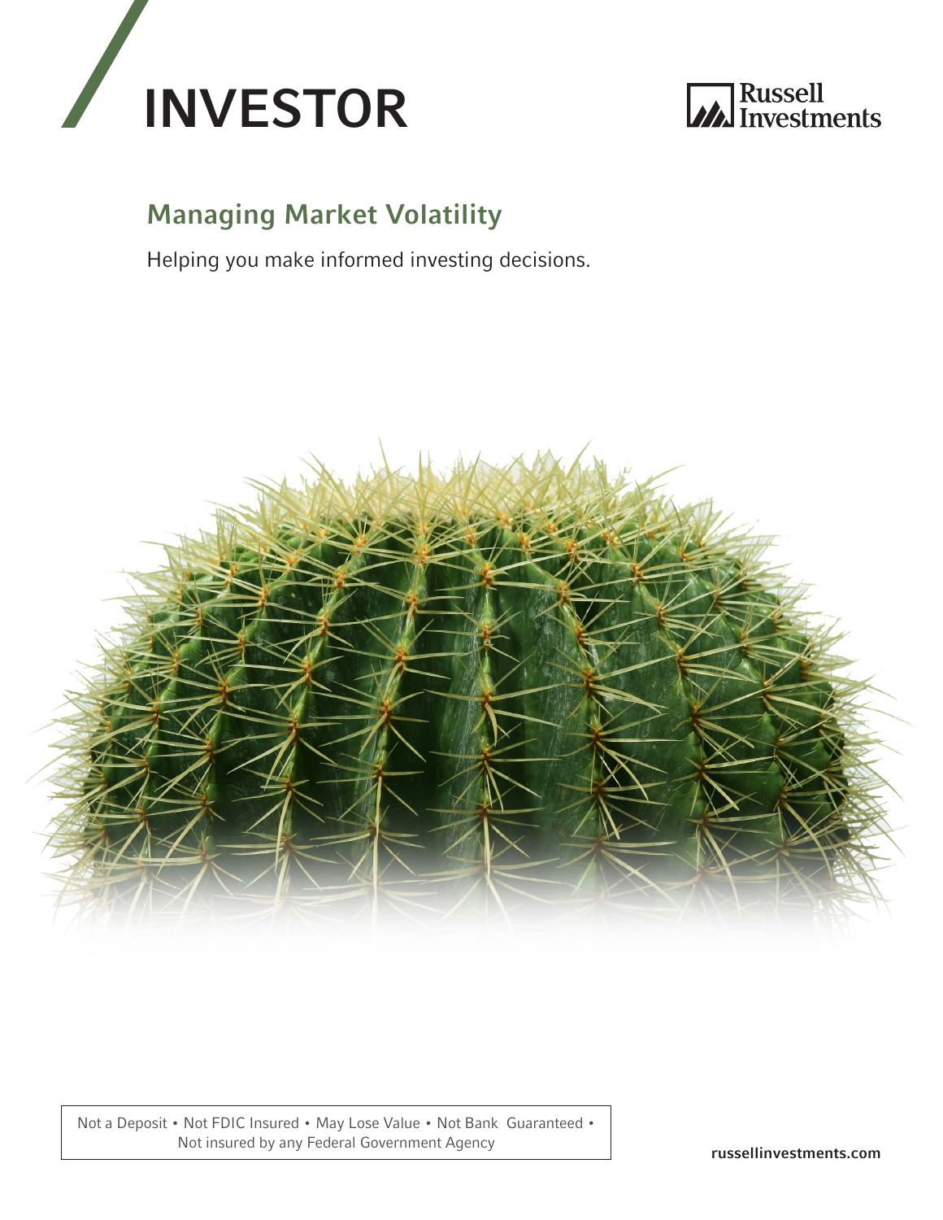# INVESTOR

Russell Investments

## Managing Market Volatility

Helping you make informed investing decisions.

Not a Deposit • Not FDIC Insured • May Lose Value • Not Bank Guaranteed • Not insured by any Federal Government Agency

russellinvestments.com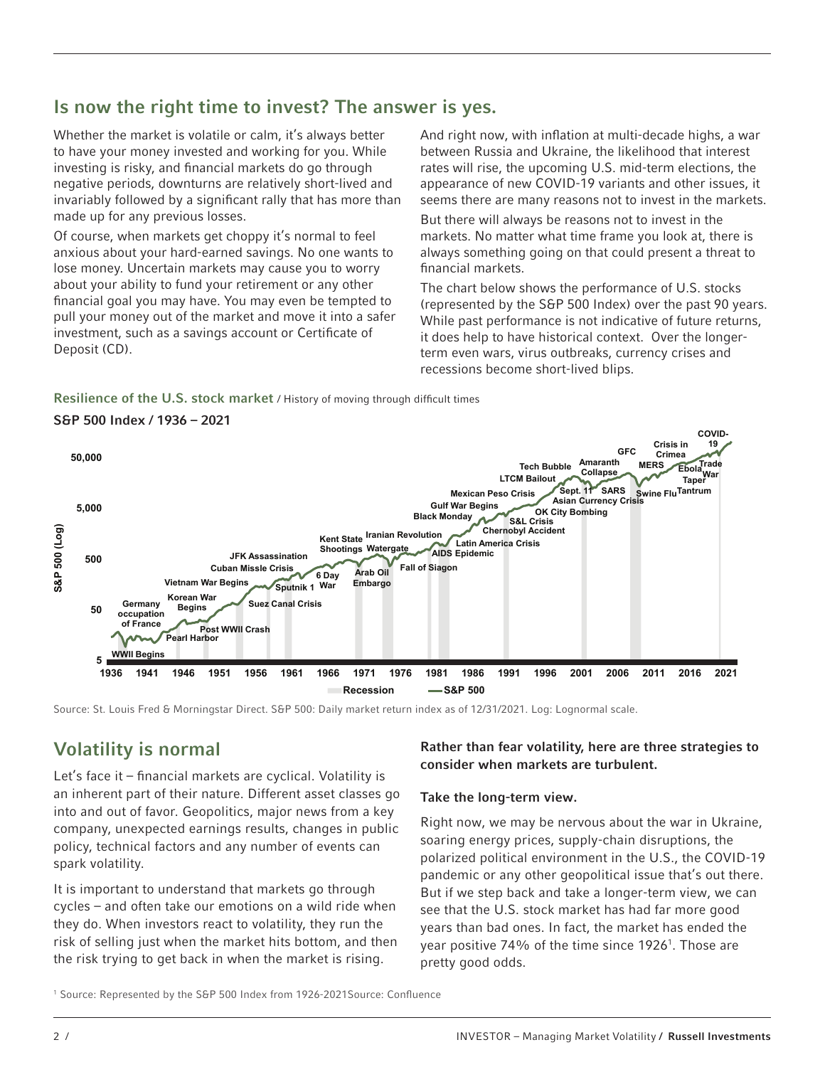## Is now the right time to invest? The answer is yes.

Whether the market is volatile or calm, it's always better to have your money invested and working for you. While investing is risky, and financial markets do go through negative periods, downturns are relatively short-lived and invariably followed by a significant rally that has more than made up for any previous losses.

Of course, when markets get choppy it's normal to feel anxious about your hard-earned savings. No one wants to lose money. Uncertain markets may cause you to worry about your ability to fund your retirement or any other financial goal you may have. You may even be tempted to pull your money out of the market and move it into a safer investment, such as a savings account or Certificate of Deposit (CD).

And right now, with inflation at multi-decade highs, a war between Russia and Ukraine, the likelihood that interest rates will rise, the upcoming U.S. mid-term elections, the appearance of new COVID-19 variants and other issues, it seems there are many reasons not to invest in the markets.

But there will always be reasons not to invest in the markets. No matter what time frame you look at, there is always something going on that could present a threat to financial markets.

The chart below shows the performance of U.S. stocks (represented by the S&P 500 Index) over the past 90 years. While past performance is not indicative of future returns, it does help to have historical context. Over the longer-term even wars, virus outbreaks, currency crises and recessions become short-lived blips.

**Resilience of the U.S. stock market** / History of moving through difficult times

**S&P 500 Index / 1936 – 2021**

Source: St. Louis Fred & Morningstar Direct. S&P 500: Daily market return index as of 12/31/2021. Log: Lognormal scale.

## Volatility is normal

Let's face it – financial markets are cyclical. Volatility is an inherent part of their nature. Different asset classes go into and out of favor. Geopolitics, major news from a key company, unexpected earnings results, changes in public policy, technical factors and any number of events can spark volatility.

It is important to understand that markets go through cycles – and often take our emotions on a wild ride when they do. When investors react to volatility, they run the risk of selling just when the market hits bottom, and then the risk trying to get back in when the market is rising.

**Rather than fear volatility, here are three strategies to consider when markets are turbulent.**

**Take the long-term view.**

Right now, we may be nervous about the war in Ukraine, soaring energy prices, supply-chain disruptions, the polarized political environment in the U.S., the COVID-19 pandemic or any other geopolitical issue that's out there. But if we step back and take a longer-term view, we can see that the U.S. stock market has had far more good years than bad ones. In fact, the market has ended the year positive 74% of the time since 1926[1]. Those are pretty good odds.

[1] Source: Represented by the S&P 500 Index from 1926-2021Source: Confluence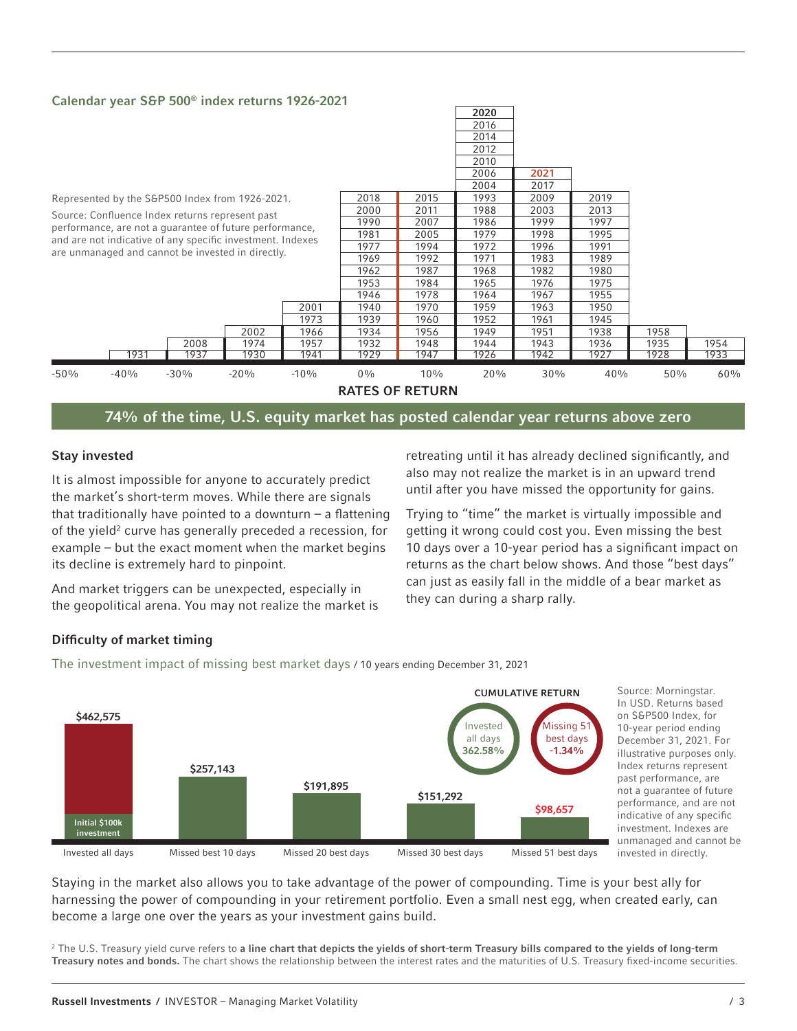### Calendar year S&P 500® index returns 1926-2021

Represented by the S&P500 Index from 1926-2021.

Source: Confluence Index returns represent past performance, are not a guarantee of future performance, and are not indicative of any specific investment. Indexes are unmanaged and cannot be invested in directly.

| -50% | -40% | -30% | -20% | -10% | 0% | 10% | 20% | 30% | 40% | 50% | 60% |
|---|---|---|---|---|---|---|---|---|---|---|---|
| | 1931 | 1937 | 1930 | 1941 | 1929 | 1947 | 1926 | 1942 | 1927 | 1928 | 1933 |
| | | 2008 | 1974 | 1957 | 1932 | 1948 | 1944 | 1943 | 1936 | 1935 | 1954 |
| | | | 2002 | 1966 | 1934 | 1956 | 1949 | 1951 | 1938 | 1958 | |
| | | | | 1973 | 1939 | 1960 | 1952 | 1961 | 1945 | | |
| | | | | 2001 | 1940 | 1970 | 1959 | 1963 | 1950 | | |
| | | | | | 1946 | 1978 | 1964 | 1967 | 1955 | | |
| | | | | | 1953 | 1984 | 1965 | 1976 | 1975 | | |
| | | | | | 1962 | 1987 | 1968 | 1982 | 1980 | | |
| | | | | | 1969 | 1992 | 1971 | 1983 | 1989 | | |
| | | | | | 1977 | 1994 | 1972 | 1996 | 1991 | | |
| | | | | | 1981 | 2005 | 1979 | 1998 | 1995 | | |
| | | | | | 1990 | 2007 | 1986 | 1999 | 1997 | | |
| | | | | | 2000 | 2011 | 1988 | 2003 | 2013 | | |
| | | | | | 2018 | 2015 | 1993 | 2009 | 2019 | | |
| | | | | | | | 2004 | 2017 | | | |
| | | | | | | | 2006 | **2021** | | | |
| | | | | | | | 2010 | | | | |
| | | | | | | | 2012 | | | | |
| | | | | | | | 2014 | | | | |
| | | | | | | | 2016 | | | | |
| | | | | | | | **2020** | | | | |

**RATES OF RETURN**

**74% of the time, U.S. equity market has posted calendar year returns above zero**

### Stay invested

It is almost impossible for anyone to accurately predict the market's short-term moves. While there are signals that traditionally have pointed to a downturn – a flattening of the yield[2] curve has generally preceded a recession, for example – but the exact moment when the market begins its decline is extremely hard to pinpoint.

And market triggers can be unexpected, especially in the geopolitical arena. You may not realize the market is retreating until it has already declined significantly, and also may not realize the market is in an upward trend until after you have missed the opportunity for gains.

Trying to "time" the market is virtually impossible and getting it wrong could cost you. Even missing the best 10 days over a 10-year period has a significant impact on returns as the chart below shows. And those "best days" can just as easily fall in the middle of a bear market as they can during a sharp rally.

### Difficulty of market timing

The investment impact of missing best market days / 10 years ending December 31, 2021

| | Invested all days | Missed best 10 days | Missed 20 best days | Missed 30 best days | Missed 51 best days |
|---|---|---|---|---|---|
| Value of initial $100k investment | $462,575 | $257,143 | $191,895 | $151,292 | $98,657 |

CUMULATIVE RETURN: Invested all days 362.58%; Missing 51 best days -1.34%

Source: Morningstar. In USD. Returns based on S&P500 Index, for 10-year period ending December 31, 2021. For illustrative purposes only. Index returns represent past performance, are not a guarantee of future performance, and are not indicative of any specific investment. Indexes are unmanaged and cannot be invested in directly.

Staying in the market also allows you to take advantage of the power of compounding. Time is your best ally for harnessing the power of compounding in your retirement portfolio. Even a small nest egg, when created early, can become a large one over the years as your investment gains build.

[2] The U.S. Treasury yield curve refers to **a line chart that depicts the yields of short-term Treasury bills compared to the yields of long-term Treasury notes and bonds.** The chart shows the relationship between the interest rates and the maturities of U.S. Treasury fixed-income securities.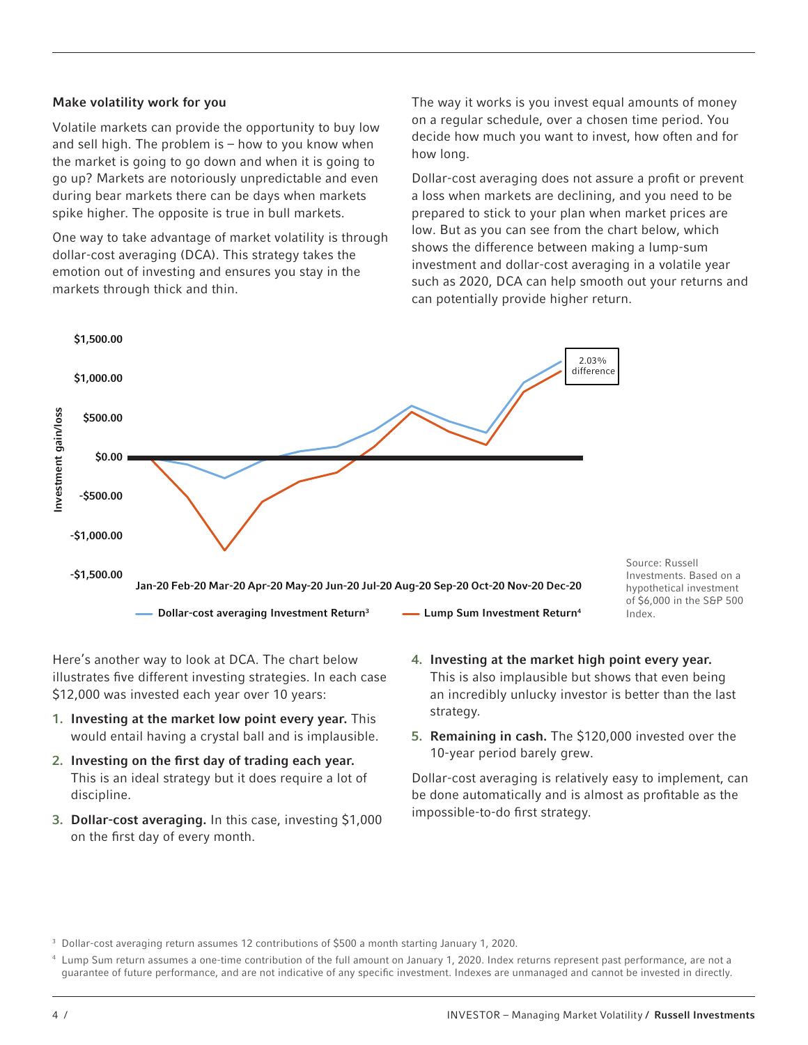### Make volatility work for you

Volatile markets can provide the opportunity to buy low and sell high. The problem is – how to you know when the market is going to go down and when it is going to go up? Markets are notoriously unpredictable and even during bear markets there can be days when markets spike higher. The opposite is true in bull markets.

One way to take advantage of market volatility is through dollar-cost averaging (DCA). This strategy takes the emotion out of investing and ensures you stay in the markets through thick and thin.

The way it works is you invest equal amounts of money on a regular schedule, over a chosen time period. You decide how much you want to invest, how often and for how long.

Dollar-cost averaging does not assure a profit or prevent a loss when markets are declining, and you need to be prepared to stick to your plan when market prices are low. But as you can see from the chart below, which shows the difference between making a lump-sum investment and dollar-cost averaging in a volatile year such as 2020, DCA can help smooth out your returns and can potentially provide higher return.

Investment gain/loss

$1,500.00
$1,000.00
$500.00
$0.00
-$500.00
-$1,000.00
-$1,500.00

Jan-20 Feb-20 Mar-20 Apr-20 May-20 Jun-20 Jul-20 Aug-20 Sep-20 Oct-20 Nov-20 Dec-20

2.03% difference

Dollar-cost averaging Investment Return[3]    Lump Sum Investment Return[4]

Source: Russell Investments. Based on a hypothetical investment of $6,000 in the S&P 500 Index.

Here's another way to look at DCA. The chart below illustrates five different investing strategies. In each case $12,000 was invested each year over 10 years:

1. **Investing at the market low point every year.** This would entail having a crystal ball and is implausible.
2. **Investing on the first day of trading each year.** This is an ideal strategy but it does require a lot of discipline.
3. **Dollar-cost averaging.** In this case, investing $1,000 on the first day of every month.
4. **Investing at the market high point every year.** This is also implausible but shows that even being an incredibly unlucky investor is better than the last strategy.
5. **Remaining in cash.** The $120,000 invested over the 10-year period barely grew.

Dollar-cost averaging is relatively easy to implement, can be done automatically and is almost as profitable as the impossible-to-do first strategy.

[3] Dollar-cost averaging return assumes 12 contributions of $500 a month starting January 1, 2020.

[4] Lump Sum return assumes a one-time contribution of the full amount on January 1, 2020. Index returns represent past performance, are not a guarantee of future performance, and are not indicative of any specific investment. Indexes are unmanaged and cannot be invested in directly.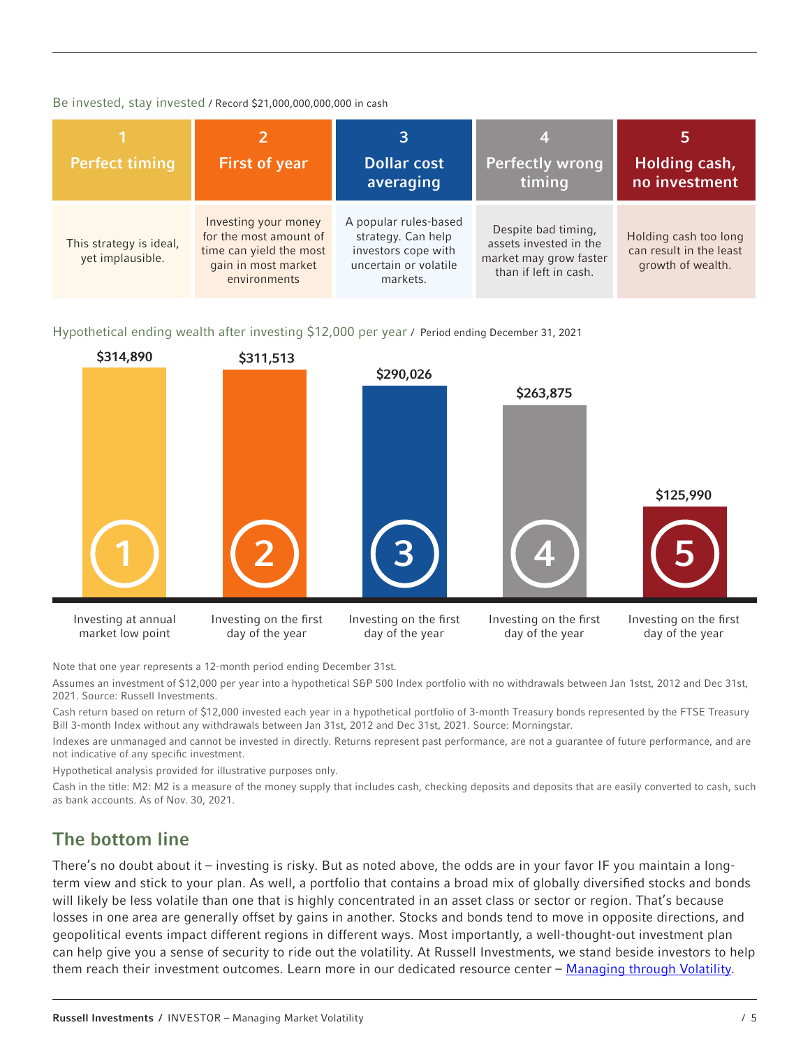Be invested, stay invested / Record $21,000,000,000,000 in cash

| 1 Perfect timing | 2 First of year | 3 Dollar cost averaging | 4 Perfectly wrong timing | 5 Holding cash, no investment |
|---|---|---|---|---|
| This strategy is ideal, yet implausible. | Investing your money for the most amount of time can yield the most gain in most market environments | A popular rules-based strategy. Can help investors cope with uncertain or volatile markets. | Despite bad timing, assets invested in the market may grow faster than if left in cash. | Holding cash too long can result in the least growth of wealth. |

Hypothetical ending wealth after investing $12,000 per year / Period ending December 31, 2021

| | Strategy | Ending wealth |
|---|---|---|
| 1 | Investing at annual market low point | $314,890 |
| 2 | Investing on the first day of the year | $311,513 |
| 3 | Investing on the first day of the year | $290,026 |
| 4 | Investing on the first day of the year | $263,875 |
| 5 | Investing on the first day of the year | $125,990 |

Note that one year represents a 12-month period ending December 31st.

Assumes an investment of $12,000 per year into a hypothetical S&P 500 Index portfolio with no withdrawals between Jan 1stst, 2012 and Dec 31st, 2021. Source: Russell Investments.

Cash return based on return of $12,000 invested each year in a hypothetical portfolio of 3-month Treasury bonds represented by the FTSE Treasury Bill 3-month Index without any withdrawals between Jan 31st, 2012 and Dec 31st, 2021. Source: Morningstar.

Indexes are unmanaged and cannot be invested in directly. Returns represent past performance, are not a guarantee of future performance, and are not indicative of any specific investment.

Hypothetical analysis provided for illustrative purposes only.

Cash in the title: M2: M2 is a measure of the money supply that includes cash, checking deposits and deposits that are easily converted to cash, such as bank accounts. As of Nov. 30, 2021.

## The bottom line

There's no doubt about it – investing is risky. But as noted above, the odds are in your favor IF you maintain a long-term view and stick to your plan. As well, a portfolio that contains a broad mix of globally diversified stocks and bonds will likely be less volatile than one that is highly concentrated in an asset class or sector or region. That's because losses in one area are generally offset by gains in another. Stocks and bonds tend to move in opposite directions, and geopolitical events impact different regions in different ways. Most importantly, a well-thought-out investment plan can help give you a sense of security to ride out the volatility. At Russell Investments, we stand beside investors to help them reach their investment outcomes. Learn more in our dedicated resource center – Managing through Volatility.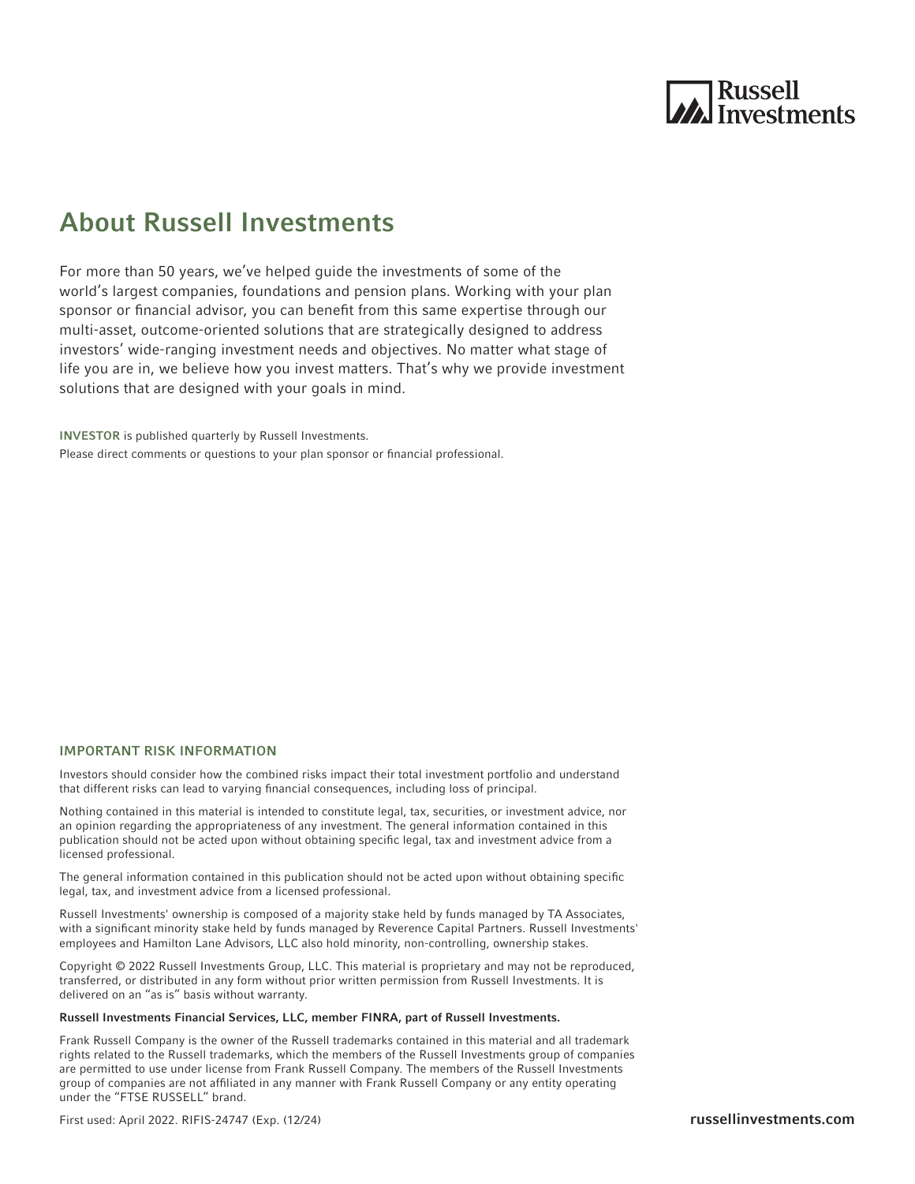## About Russell Investments

For more than 50 years, we've helped guide the investments of some of the world's largest companies, foundations and pension plans. Working with your plan sponsor or financial advisor, you can benefit from this same expertise through our multi-asset, outcome-oriented solutions that are strategically designed to address investors' wide-ranging investment needs and objectives. No matter what stage of life you are in, we believe how you invest matters. That's why we provide investment solutions that are designed with your goals in mind.

**INVESTOR** is published quarterly by Russell Investments.
Please direct comments or questions to your plan sponsor or financial professional.

### IMPORTANT RISK INFORMATION

Investors should consider how the combined risks impact their total investment portfolio and understand that different risks can lead to varying financial consequences, including loss of principal.

Nothing contained in this material is intended to constitute legal, tax, securities, or investment advice, nor an opinion regarding the appropriateness of any investment. The general information contained in this publication should not be acted upon without obtaining specific legal, tax and investment advice from a licensed professional.

The general information contained in this publication should not be acted upon without obtaining specific legal, tax, and investment advice from a licensed professional.

Russell Investments' ownership is composed of a majority stake held by funds managed by TA Associates, with a significant minority stake held by funds managed by Reverence Capital Partners. Russell Investments' employees and Hamilton Lane Advisors, LLC also hold minority, non-controlling, ownership stakes.

Copyright © 2022 Russell Investments Group, LLC. This material is proprietary and may not be reproduced, transferred, or distributed in any form without prior written permission from Russell Investments. It is delivered on an "as is" basis without warranty.

**Russell Investments Financial Services, LLC, member FINRA, part of Russell Investments.**

Frank Russell Company is the owner of the Russell trademarks contained in this material and all trademark rights related to the Russell trademarks, which the members of the Russell Investments group of companies are permitted to use under license from Frank Russell Company. The members of the Russell Investments group of companies are not affiliated in any manner with Frank Russell Company or any entity operating under the "FTSE RUSSELL" brand.

First used: April 2022. RIFIS-24747 (Exp. (12/24)

**russellinvestments.com**